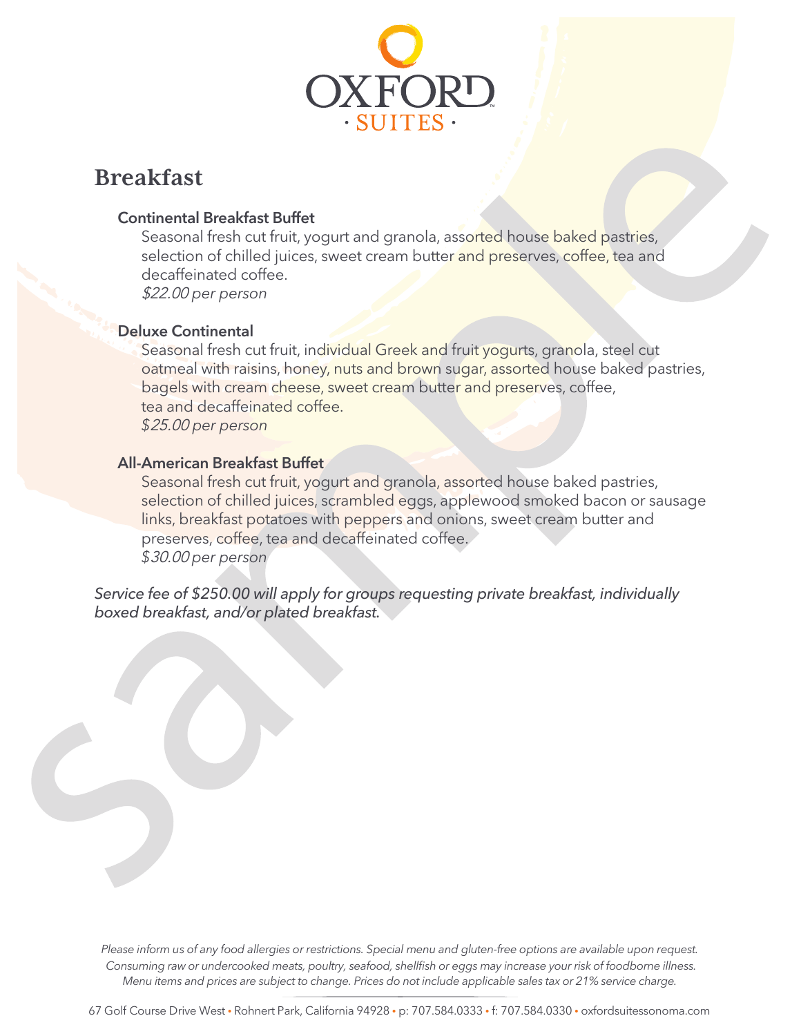OXFORD · SUITES ·

# Breakfast

### Continental Breakfast Buffet

Seasonal fresh cut fruit, yogurt and granola, assorted house baked pastries, selection of chilled juices, sweet cream butter and preserves, coffee, tea and decaffeinated coffee.
*$22.00 per person*

### Deluxe Continental

Seasonal fresh cut fruit, individual Greek and fruit yogurts, granola, steel cut oatmeal with raisins, honey, nuts and brown sugar, assorted house baked pastries, bagels with cream cheese, sweet cream butter and preserves, coffee, tea and decaffeinated coffee.
*$25.00 per person*

### All-American Breakfast Buffet

Seasonal fresh cut fruit, yogurt and granola, assorted house baked pastries, selection of chilled juices, scrambled eggs, applewood smoked bacon or sausage links, breakfast potatoes with peppers and onions, sweet cream butter and preserves, coffee, tea and decaffeinated coffee.
*$30.00 per person*

*Service fee of $250.00 will apply for groups requesting private breakfast, individually boxed breakfast, and/or plated breakfast.*

*Please inform us of any food allergies or restrictions. Special menu and gluten-free options are available upon request. Consuming raw or undercooked meats, poultry, seafood, shellfish or eggs may increase your risk of foodborne illness. Menu items and prices are subject to change. Prices do not include applicable sales tax or 21% service charge.*

67 Golf Course Drive West • Rohnert Park, California 94928 • p: 707.584.0333 • f: 707.584.0330 • oxfordsuitessonoma.com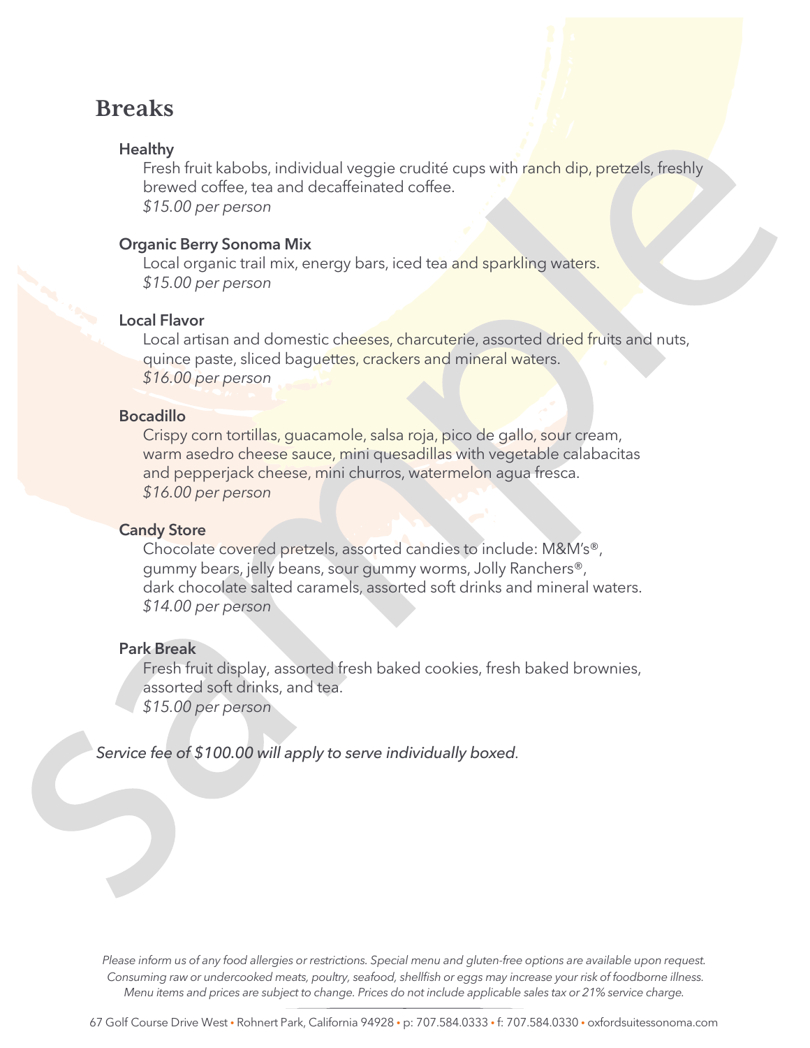# Breaks

**Healthy**

Fresh fruit kabobs, individual veggie crudité cups with ranch dip, pretzels, freshly brewed coffee, tea and decaffeinated coffee.
*$15.00 per person*

**Organic Berry Sonoma Mix**

Local organic trail mix, energy bars, iced tea and sparkling waters.
*$15.00 per person*

**Local Flavor**

Local artisan and domestic cheeses, charcuterie, assorted dried fruits and nuts, quince paste, sliced baguettes, crackers and mineral waters.
*$16.00 per person*

**Bocadillo**

Crispy corn tortillas, guacamole, salsa roja, pico de gallo, sour cream, warm asedro cheese sauce, mini quesadillas with vegetable calabacitas and pepperjack cheese, mini churros, watermelon agua fresca.
*$16.00 per person*

**Candy Store**

Chocolate covered pretzels, assorted candies to include: M&M's®, gummy bears, jelly beans, sour gummy worms, Jolly Ranchers®, dark chocolate salted caramels, assorted soft drinks and mineral waters.
*$14.00 per person*

**Park Break**

Fresh fruit display, assorted fresh baked cookies, fresh baked brownies, assorted soft drinks, and tea.
*$15.00 per person*

*Service fee of $100.00 will apply to serve individually boxed*.

*Please inform us of any food allergies or restrictions. Special menu and gluten-free options are available upon request. Consuming raw or undercooked meats, poultry, seafood, shellfish or eggs may increase your risk of foodborne illness. Menu items and prices are subject to change. Prices do not include applicable sales tax or 21% service charge.*

67 Golf Course Drive West • Rohnert Park, California 94928 • p: 707.584.0333 • f: 707.584.0330 • oxfordsuitessonoma.com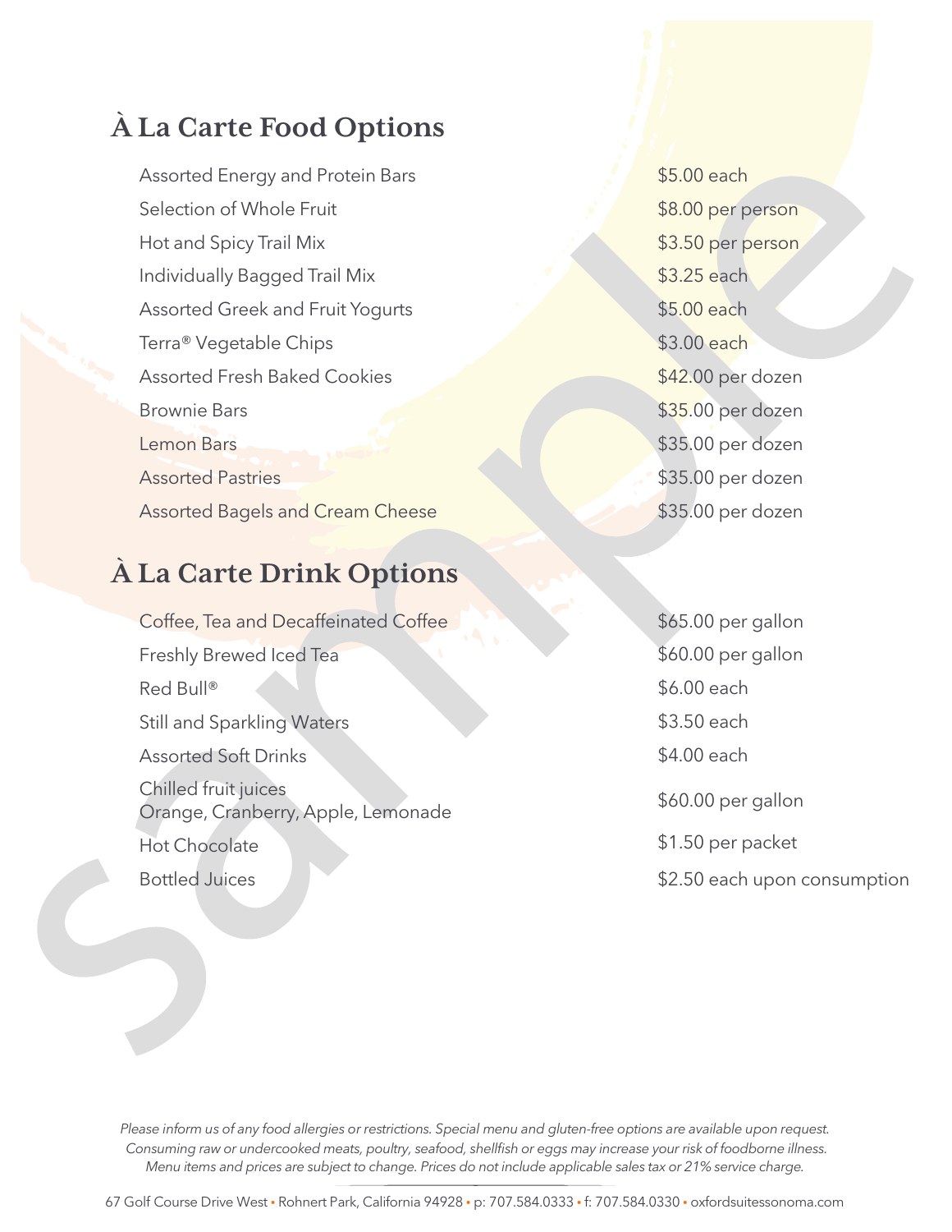## À La Carte Food Options

| | |
|---|---|
| Assorted Energy and Protein Bars | $5.00 each |
| Selection of Whole Fruit | $8.00 per person |
| Hot and Spicy Trail Mix | $3.50 per person |
| Individually Bagged Trail Mix | $3.25 each |
| Assorted Greek and Fruit Yogurts | $5.00 each |
| Terra® Vegetable Chips | $3.00 each |
| Assorted Fresh Baked Cookies | $42.00 per dozen |
| Brownie Bars | $35.00 per dozen |
| Lemon Bars | $35.00 per dozen |
| Assorted Pastries | $35.00 per dozen |
| Assorted Bagels and Cream Cheese | $35.00 per dozen |

## À La Carte Drink Options

| | |
|---|---|
| Coffee, Tea and Decaffeinated Coffee | $65.00 per gallon |
| Freshly Brewed Iced Tea | $60.00 per gallon |
| Red Bull® | $6.00 each |
| Still and Sparkling Waters | $3.50 each |
| Assorted Soft Drinks | $4.00 each |
| Chilled fruit juices<br>Orange, Cranberry, Apple, Lemonade | $60.00 per gallon |
| Hot Chocolate | $1.50 per packet |
| Bottled Juices | $2.50 each upon consumption |

*Please inform us of any food allergies or restrictions. Special menu and gluten-free options are available upon request. Consuming raw or undercooked meats, poultry, seafood, shellfish or eggs may increase your risk of foodborne illness. Menu items and prices are subject to change. Prices do not include applicable sales tax or 21% service charge.*

67 Golf Course Drive West • Rohnert Park, California 94928 • p: 707.584.0333 • f: 707.584.0330 • oxfordsuitessonoma.com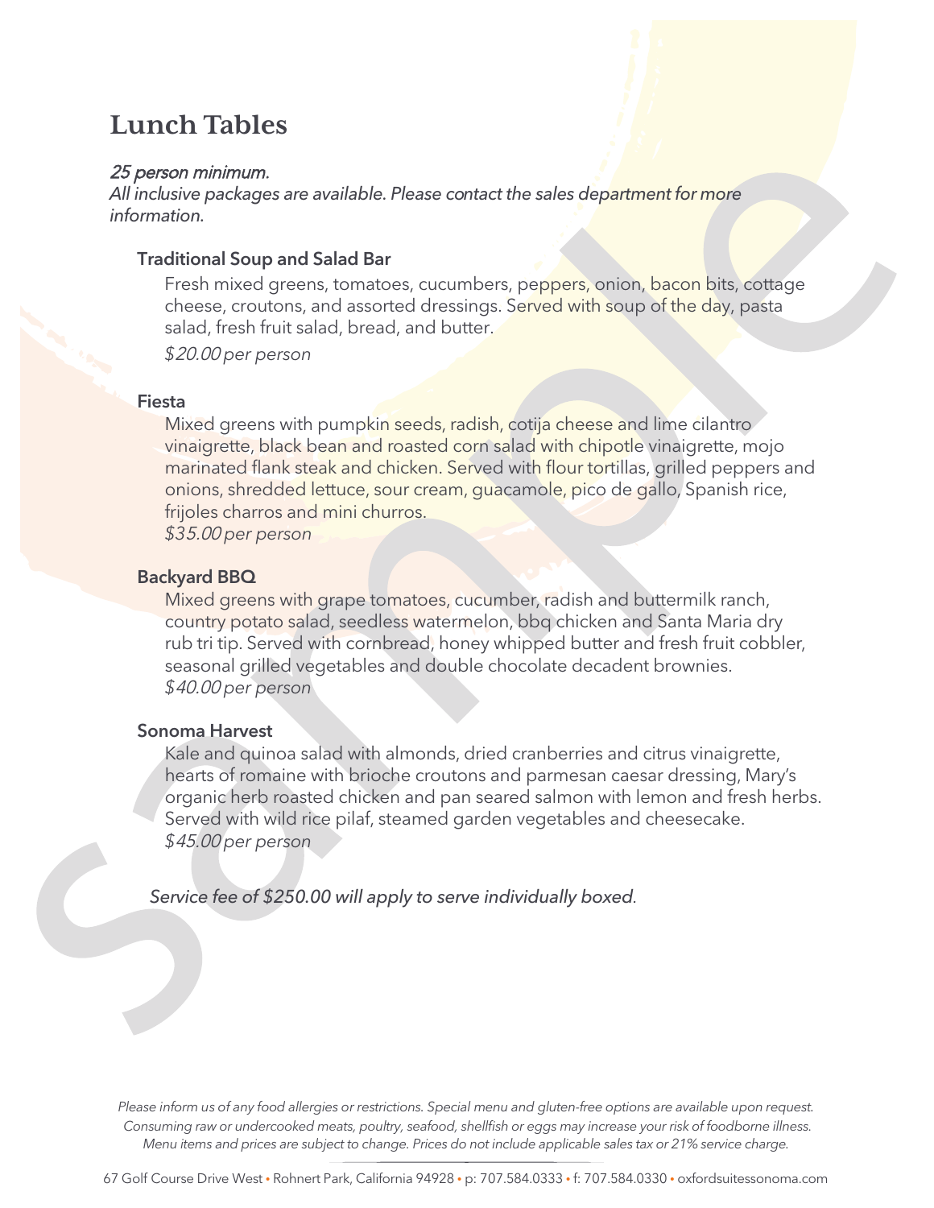# Lunch Tables

*25 person minimum.*
*All inclusive packages are available. Please contact the sales department for more information.*

### Traditional Soup and Salad Bar

Fresh mixed greens, tomatoes, cucumbers, peppers, onion, bacon bits, cottage cheese, croutons, and assorted dressings. Served with soup of the day, pasta salad, fresh fruit salad, bread, and butter.

*$20.00 per person*

### Fiesta

Mixed greens with pumpkin seeds, radish, cotija cheese and lime cilantro vinaigrette, black bean and roasted corn salad with chipotle vinaigrette, mojo marinated flank steak and chicken. Served with flour tortillas, grilled peppers and onions, shredded lettuce, sour cream, guacamole, pico de gallo, Spanish rice, frijoles charros and mini churros.
*$35.00 per person*

### Backyard BBQ

Mixed greens with grape tomatoes, cucumber, radish and buttermilk ranch, country potato salad, seedless watermelon, bbq chicken and Santa Maria dry rub tri tip. Served with cornbread, honey whipped butter and fresh fruit cobbler, seasonal grilled vegetables and double chocolate decadent brownies.
*$40.00 per person*

### Sonoma Harvest

Kale and quinoa salad with almonds, dried cranberries and citrus vinaigrette, hearts of romaine with brioche croutons and parmesan caesar dressing, Mary's organic herb roasted chicken and pan seared salmon with lemon and fresh herbs. Served with wild rice pilaf, steamed garden vegetables and cheesecake.
*$45.00 per person*

*Service fee of $250.00 will apply to serve individually boxed.*

*Please inform us of any food allergies or restrictions. Special menu and gluten-free options are available upon request. Consuming raw or undercooked meats, poultry, seafood, shellfish or eggs may increase your risk of foodborne illness. Menu items and prices are subject to change. Prices do not include applicable sales tax or 21% service charge.*

67 Golf Course Drive West • Rohnert Park, California 94928 • p: 707.584.0333 • f: 707.584.0330 • oxfordsuitessonoma.com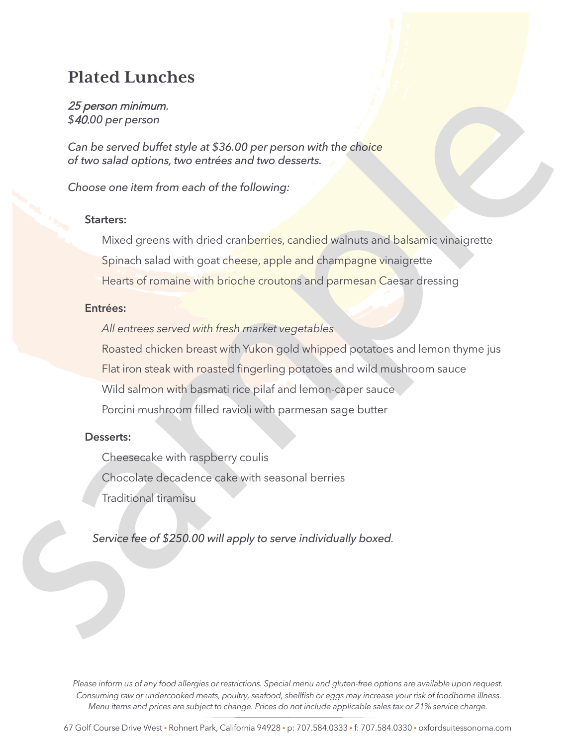# Plated Lunches

*25 person minimum.*
*$40.00 per person*

*Can be served buffet style at $36.00 per person with the choice of two salad options, two entrées and two desserts.*

*Choose one item from each of the following:*

**Starters:**

Mixed greens with dried cranberries, candied walnuts and balsamic vinaigrette

Spinach salad with goat cheese, apple and champagne vinaigrette

Hearts of romaine with brioche croutons and parmesan Caesar dressing

**Entrées:**

*All entrees served with fresh market vegetables*

Roasted chicken breast with Yukon gold whipped potatoes and lemon thyme jus

Flat iron steak with roasted fingerling potatoes and wild mushroom sauce

Wild salmon with basmati rice pilaf and lemon-caper sauce

Porcini mushroom filled ravioli with parmesan sage butter

**Desserts:**

Cheesecake with raspberry coulis

Chocolate decadence cake with seasonal berries

Traditional tiramisu

*Service fee of $250.00 will apply to serve individually boxed.*

*Please inform us of any food allergies or restrictions. Special menu and gluten-free options are available upon request. Consuming raw or undercooked meats, poultry, seafood, shellfish or eggs may increase your risk of foodborne illness. Menu items and prices are subject to change. Prices do not include applicable sales tax or 21% service charge.*

67 Golf Course Drive West • Rohnert Park, California 94928 • p: 707.584.0333 • f: 707.584.0330 • oxfordsuitessonoma.com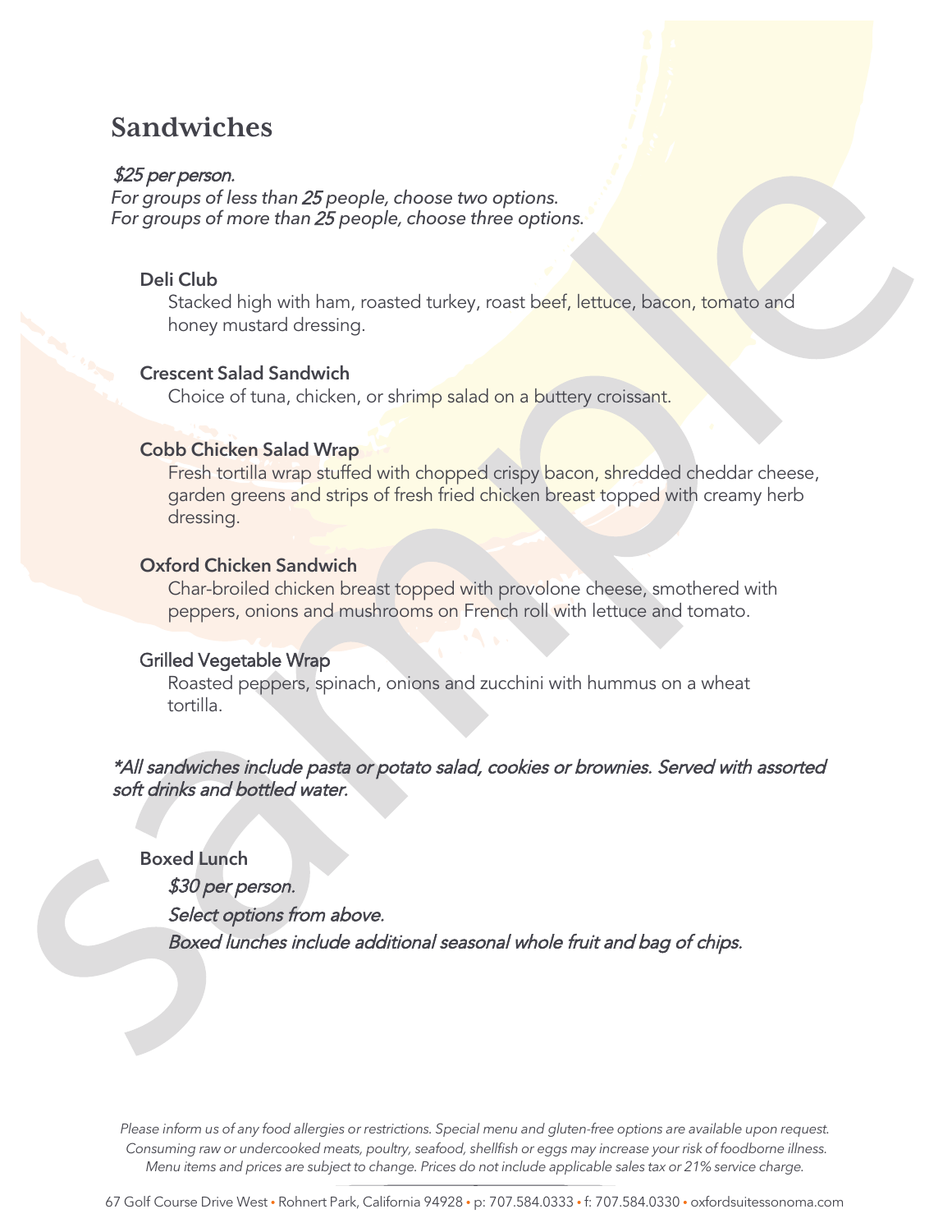# Sandwiches

*$25 per person.*
*For groups of less than 25 people, choose two options.*
*For groups of more than 25 people, choose three options.*

**Deli Club**
Stacked high with ham, roasted turkey, roast beef, lettuce, bacon, tomato and honey mustard dressing.

**Crescent Salad Sandwich**
Choice of tuna, chicken, or shrimp salad on a buttery croissant.

**Cobb Chicken Salad Wrap**
Fresh tortilla wrap stuffed with chopped crispy bacon, shredded cheddar cheese, garden greens and strips of fresh fried chicken breast topped with creamy herb dressing.

**Oxford Chicken Sandwich**
Char-broiled chicken breast topped with provolone cheese, smothered with peppers, onions and mushrooms on French roll with lettuce and tomato.

**Grilled Vegetable Wrap**
Roasted peppers, spinach, onions and zucchini with hummus on a wheat tortilla.

*\*All sandwiches include pasta or potato salad, cookies or brownies. Served with assorted soft drinks and bottled water.*

**Boxed Lunch**

*$30 per person.*

*Select options from above.*

*Boxed lunches include additional seasonal whole fruit and bag of chips.*

*Please inform us of any food allergies or restrictions. Special menu and gluten-free options are available upon request. Consuming raw or undercooked meats, poultry, seafood, shellfish or eggs may increase your risk of foodborne illness. Menu items and prices are subject to change. Prices do not include applicable sales tax or 21% service charge.*

67 Golf Course Drive West • Rohnert Park, California 94928 • p: 707.584.0333 • f: 707.584.0330 • oxfordsuitessonoma.com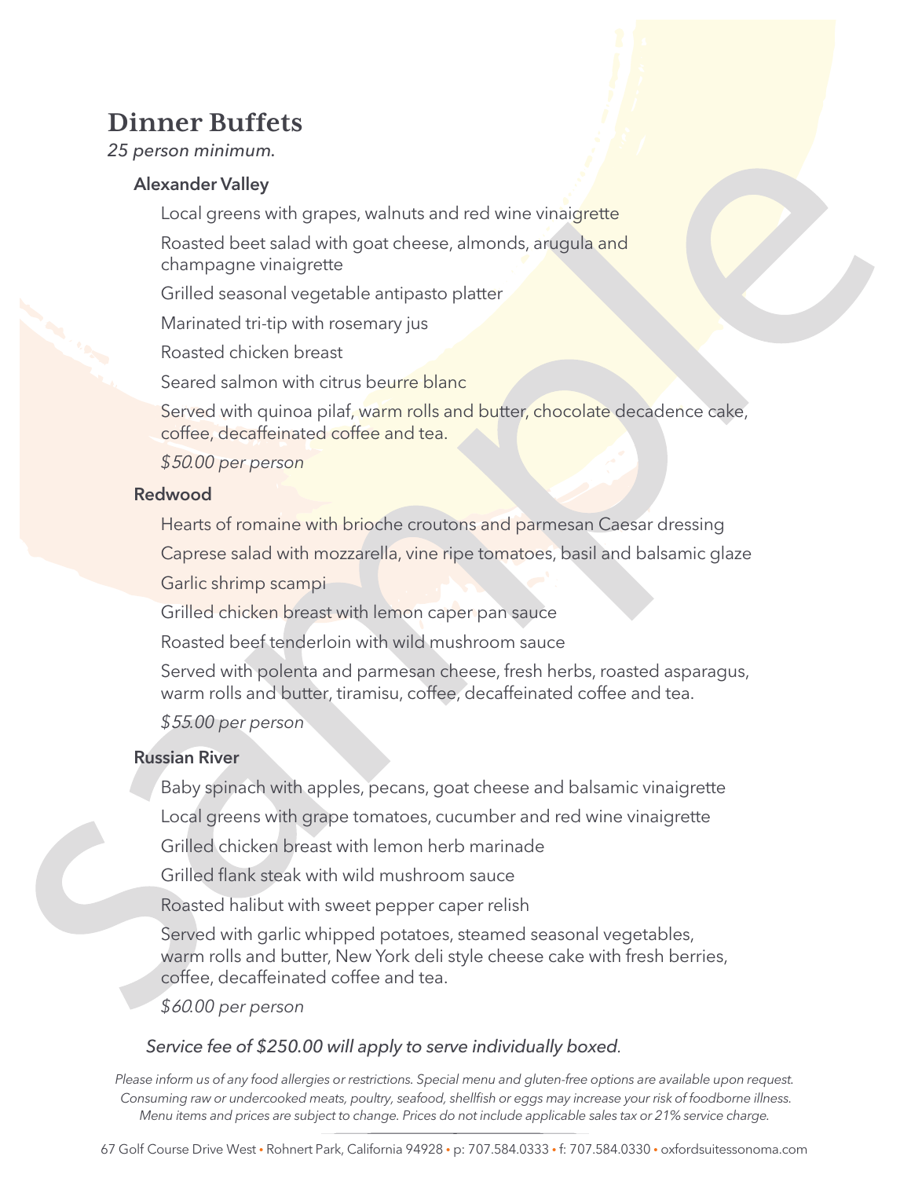# Dinner Buffets

*25 person minimum.*

### Alexander Valley

Local greens with grapes, walnuts and red wine vinaigrette

Roasted beet salad with goat cheese, almonds, arugula and champagne vinaigrette

Grilled seasonal vegetable antipasto platter

Marinated tri-tip with rosemary jus

Roasted chicken breast

Seared salmon with citrus beurre blanc

Served with quinoa pilaf, warm rolls and butter, chocolate decadence cake, coffee, decaffeinated coffee and tea.

*$50.00 per person*

### Redwood

Hearts of romaine with brioche croutons and parmesan Caesar dressing

Caprese salad with mozzarella, vine ripe tomatoes, basil and balsamic glaze

Garlic shrimp scampi

Grilled chicken breast with lemon caper pan sauce

Roasted beef tenderloin with wild mushroom sauce

Served with polenta and parmesan cheese, fresh herbs, roasted asparagus, warm rolls and butter, tiramisu, coffee, decaffeinated coffee and tea.

*$55.00 per person*

### Russian River

Baby spinach with apples, pecans, goat cheese and balsamic vinaigrette

Local greens with grape tomatoes, cucumber and red wine vinaigrette

Grilled chicken breast with lemon herb marinade

Grilled flank steak with wild mushroom sauce

Roasted halibut with sweet pepper caper relish

Served with garlic whipped potatoes, steamed seasonal vegetables, warm rolls and butter, New York deli style cheese cake with fresh berries, coffee, decaffeinated coffee and tea.

*$60.00 per person*

*Service fee of $250.00 will apply to serve individually boxed.*

*Please inform us of any food allergies or restrictions. Special menu and gluten-free options are available upon request. Consuming raw or undercooked meats, poultry, seafood, shellfish or eggs may increase your risk of foodborne illness. Menu items and prices are subject to change. Prices do not include applicable sales tax or 21% service charge.*

67 Golf Course Drive West • Rohnert Park, California 94928 • p: 707.584.0333 • f: 707.584.0330 • oxfordsuitessonoma.com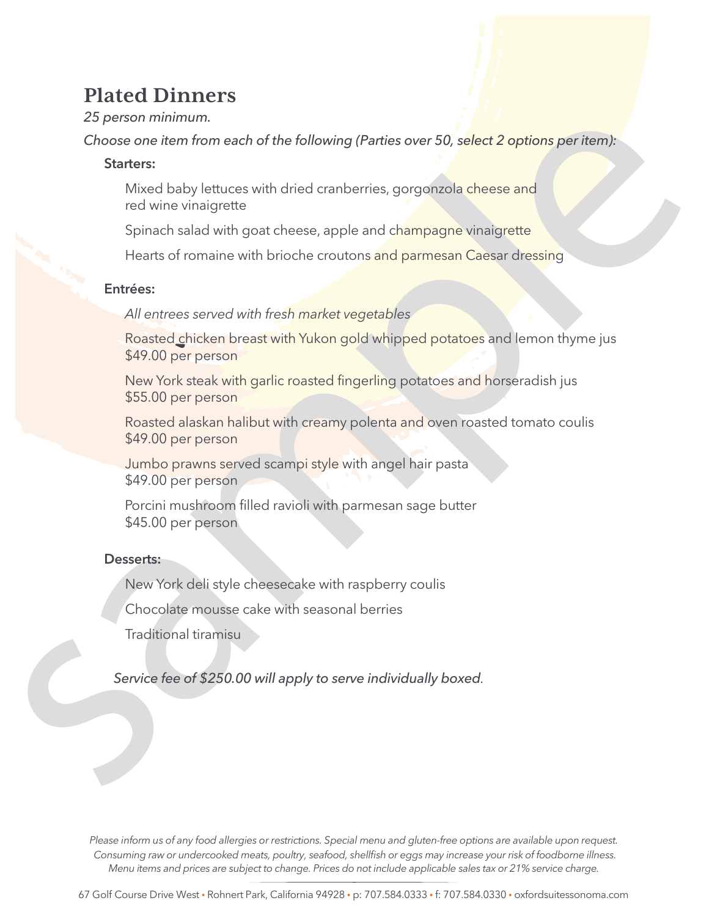# Plated Dinners

*25 person minimum.*

*Choose one item from each of the following (Parties over 50, select 2 options per item):*

### Starters:

Mixed baby lettuces with dried cranberries, gorgonzola cheese and red wine vinaigrette

Spinach salad with goat cheese, apple and champagne vinaigrette

Hearts of romaine with brioche croutons and parmesan Caesar dressing

### Entrées:

*All entrees served with fresh market vegetables*

Roasted chicken breast with Yukon gold whipped potatoes and lemon thyme jus
$49.00 per person

New York steak with garlic roasted fingerling potatoes and horseradish jus
$55.00 per person

Roasted alaskan halibut with creamy polenta and oven roasted tomato coulis
$49.00 per person

Jumbo prawns served scampi style with angel hair pasta
$49.00 per person

Porcini mushroom filled ravioli with parmesan sage butter
$45.00 per person

### Desserts:

New York deli style cheesecake with raspberry coulis

Chocolate mousse cake with seasonal berries

Traditional tiramisu

*Service fee of $250.00 will apply to serve individually boxed.*

*Please inform us of any food allergies or restrictions. Special menu and gluten-free options are available upon request. Consuming raw or undercooked meats, poultry, seafood, shellfish or eggs may increase your risk of foodborne illness. Menu items and prices are subject to change. Prices do not include applicable sales tax or 21% service charge.*

67 Golf Course Drive West • Rohnert Park, California 94928 • p: 707.584.0333 • f: 707.584.0330 • oxfordsuitessonoma.com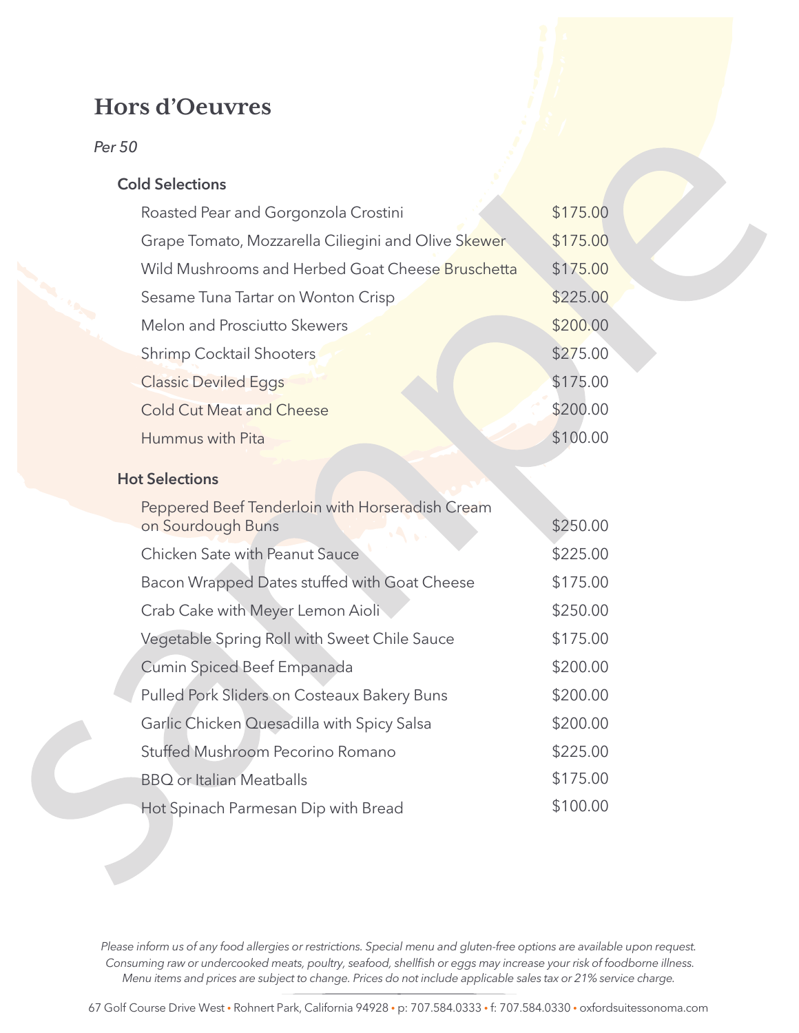# Hors d'Oeuvres

*Per 50*

### Cold Selections

| Item | Price |
| --- | --- |
| Roasted Pear and Gorgonzola Crostini | $175.00 |
| Grape Tomato, Mozzarella Ciliegini and Olive Skewer | $175.00 |
| Wild Mushrooms and Herbed Goat Cheese Bruschetta | $175.00 |
| Sesame Tuna Tartar on Wonton Crisp | $225.00 |
| Melon and Prosciutto Skewers | $200.00 |
| Shrimp Cocktail Shooters | $275.00 |
| Classic Deviled Eggs | $175.00 |
| Cold Cut Meat and Cheese | $200.00 |
| Hummus with Pita | $100.00 |

### Hot Selections

| Item | Price |
| --- | --- |
| Peppered Beef Tenderloin with Horseradish Cream on Sourdough Buns | $250.00 |
| Chicken Sate with Peanut Sauce | $225.00 |
| Bacon Wrapped Dates stuffed with Goat Cheese | $175.00 |
| Crab Cake with Meyer Lemon Aioli | $250.00 |
| Vegetable Spring Roll with Sweet Chile Sauce | $175.00 |
| Cumin Spiced Beef Empanada | $200.00 |
| Pulled Pork Sliders on Costeaux Bakery Buns | $200.00 |
| Garlic Chicken Quesadilla with Spicy Salsa | $200.00 |
| Stuffed Mushroom Pecorino Romano | $225.00 |
| BBQ or Italian Meatballs | $175.00 |
| Hot Spinach Parmesan Dip with Bread | $100.00 |

*Please inform us of any food allergies or restrictions. Special menu and gluten-free options are available upon request. Consuming raw or undercooked meats, poultry, seafood, shellfish or eggs may increase your risk of foodborne illness. Menu items and prices are subject to change. Prices do not include applicable sales tax or 21% service charge.*

67 Golf Course Drive West • Rohnert Park, California 94928 • p: 707.584.0333 • f: 707.584.0330 • oxfordsuitessonoma.com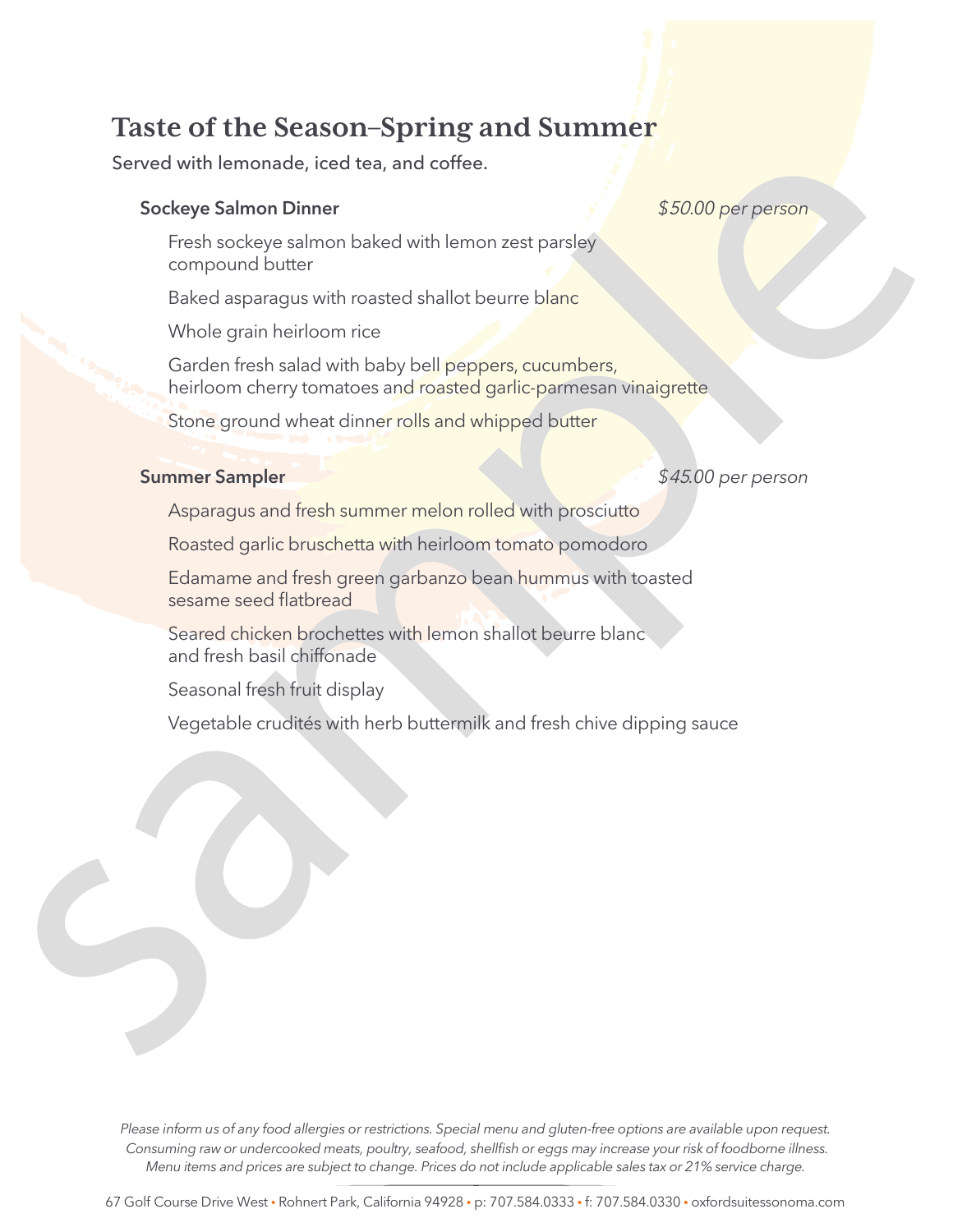# Taste of the Season–Spring and Summer

Served with lemonade, iced tea, and coffee.

### Sockeye Salmon Dinner

*$50.00 per person*

Fresh sockeye salmon baked with lemon zest parsley compound butter

Baked asparagus with roasted shallot beurre blanc

Whole grain heirloom rice

Garden fresh salad with baby bell peppers, cucumbers, heirloom cherry tomatoes and roasted garlic-parmesan vinaigrette

Stone ground wheat dinner rolls and whipped butter

### Summer Sampler

*$45.00 per person*

Asparagus and fresh summer melon rolled with prosciutto

Roasted garlic bruschetta with heirloom tomato pomodoro

Edamame and fresh green garbanzo bean hummus with toasted sesame seed flatbread

Seared chicken brochettes with lemon shallot beurre blanc and fresh basil chiffonade

Seasonal fresh fruit display

Vegetable crudités with herb buttermilk and fresh chive dipping sauce

*Please inform us of any food allergies or restrictions. Special menu and gluten-free options are available upon request. Consuming raw or undercooked meats, poultry, seafood, shellfish or eggs may increase your risk of foodborne illness. Menu items and prices are subject to change. Prices do not include applicable sales tax or 21% service charge.*

67 Golf Course Drive West • Rohnert Park, California 94928 • p: 707.584.0333 • f: 707.584.0330 • oxfordsuitessonoma.com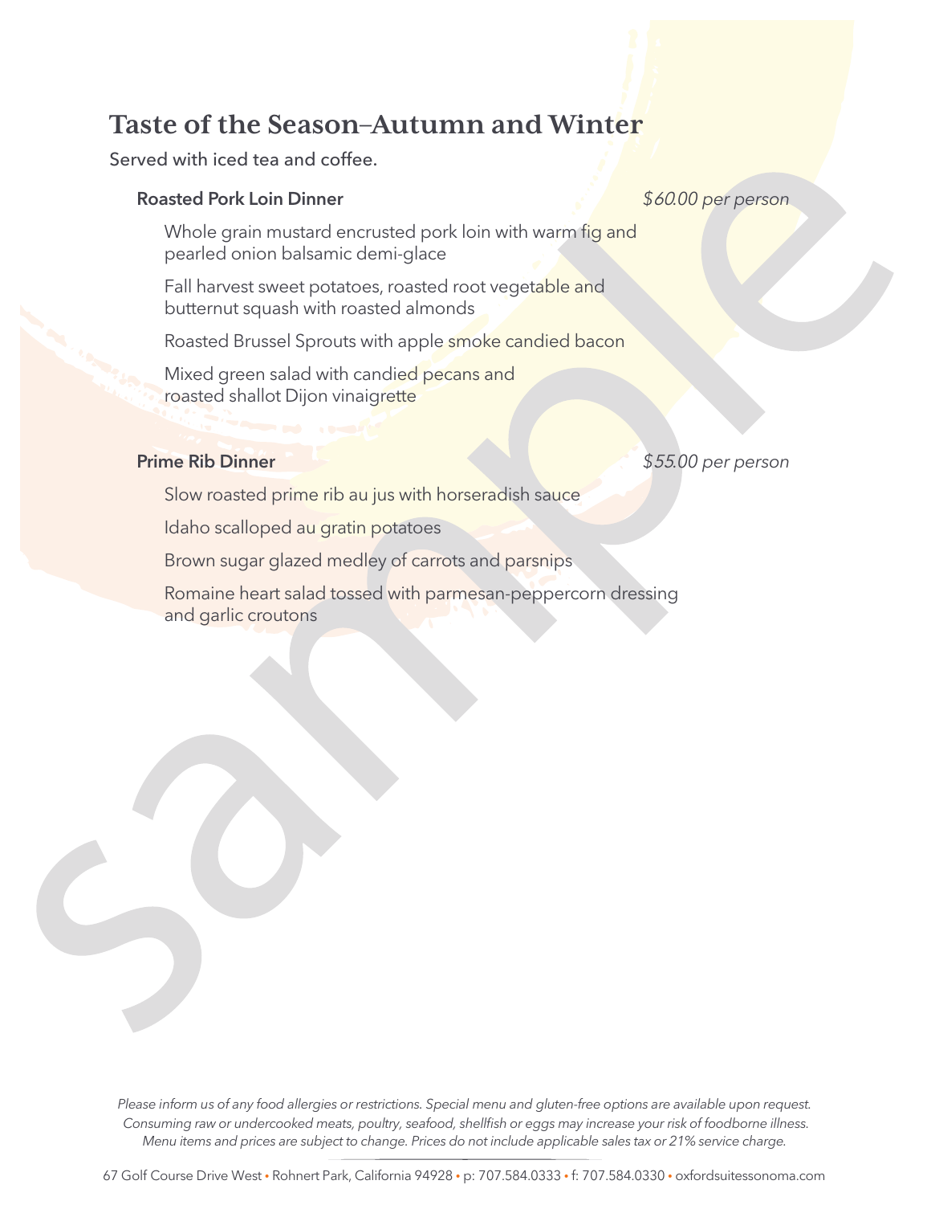# Taste of the Season–Autumn and Winter

Served with iced tea and coffee.

**Roasted Pork Loin Dinner** *$60.00 per person*

Whole grain mustard encrusted pork loin with warm fig and pearled onion balsamic demi-glace

Fall harvest sweet potatoes, roasted root vegetable and butternut squash with roasted almonds

Roasted Brussel Sprouts with apple smoke candied bacon

Mixed green salad with candied pecans and roasted shallot Dijon vinaigrette

**Prime Rib Dinner** *$55.00 per person*

Slow roasted prime rib au jus with horseradish sauce

Idaho scalloped au gratin potatoes

Brown sugar glazed medley of carrots and parsnips

Romaine heart salad tossed with parmesan-peppercorn dressing and garlic croutons

*Please inform us of any food allergies or restrictions. Special menu and gluten-free options are available upon request. Consuming raw or undercooked meats, poultry, seafood, shellfish or eggs may increase your risk of foodborne illness. Menu items and prices are subject to change. Prices do not include applicable sales tax or 21% service charge.*

67 Golf Course Drive West • Rohnert Park, California 94928 • p: 707.584.0333 • f: 707.584.0330 • oxfordsuitessonoma.com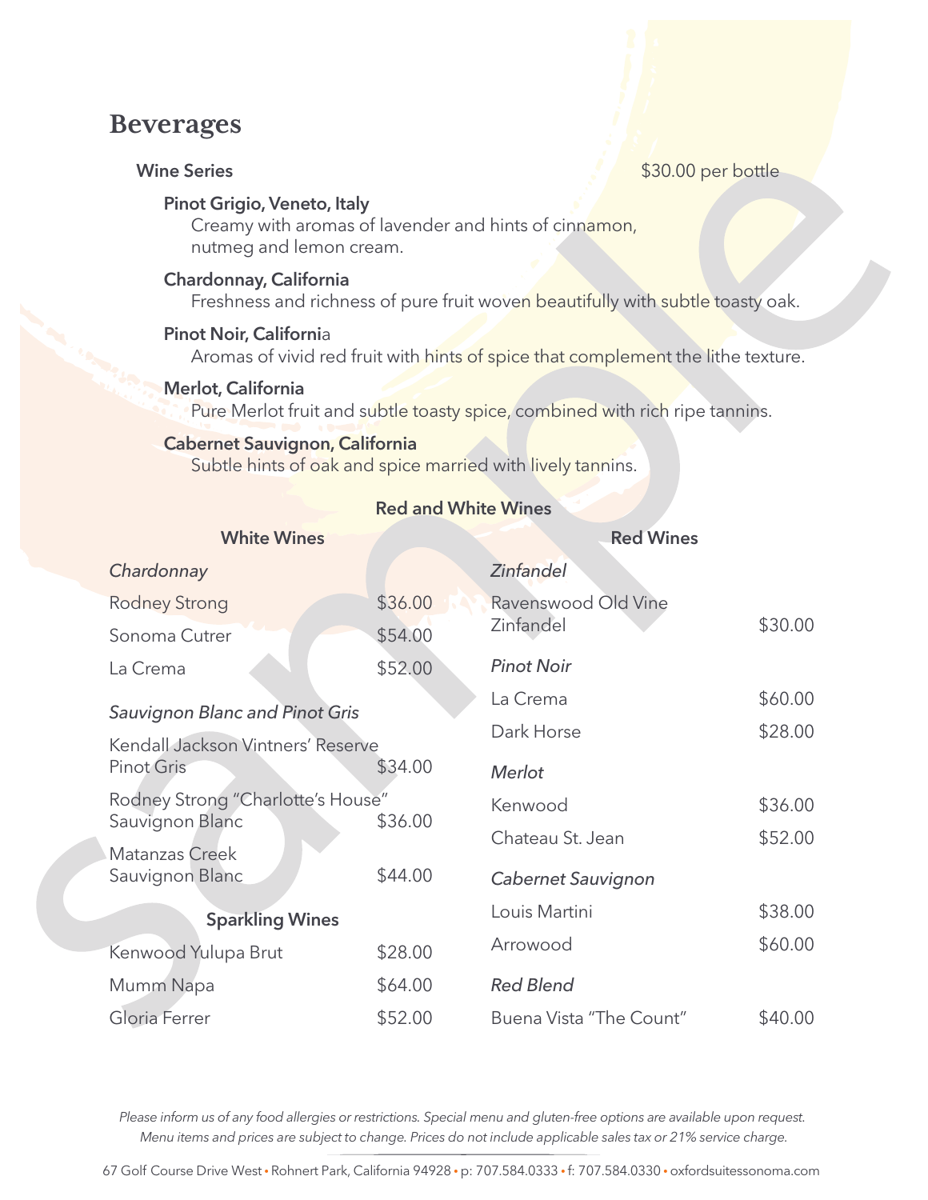# Beverages

**Wine Series** $30.00 per bottle

**Pinot Grigio, Veneto, Italy**
Creamy with aromas of lavender and hints of cinnamon, nutmeg and lemon cream.

**Chardonnay, California**
Freshness and richness of pure fruit woven beautifully with subtle toasty oak.

**Pinot Noir, California**
Aromas of vivid red fruit with hints of spice that complement the lithe texture.

**Merlot, California**
Pure Merlot fruit and subtle toasty spice, combined with rich ripe tannins.

**Cabernet Sauvignon, California**
Subtle hints of oak and spice married with lively tannins.

## Red and White Wines

### White Wines

*Chardonnay*

| | |
|---|---|
| Rodney Strong | $36.00 |
| Sonoma Cutrer | $54.00 |
| La Crema | $52.00 |

*Sauvignon Blanc and Pinot Gris*

| | |
|---|---|
| Kendall Jackson Vintners' Reserve Pinot Gris | $34.00 |
| Rodney Strong "Charlotte's House" Sauvignon Blanc | $36.00 |
| Matanzas Creek Sauvignon Blanc | $44.00 |

### Sparkling Wines

| | |
|---|---|
| Kenwood Yulupa Brut | $28.00 |
| Mumm Napa | $64.00 |
| Gloria Ferrer | $52.00 |

### Red Wines

*Zinfandel*

| | |
|---|---|
| Ravenswood Old Vine Zinfandel | $30.00 |

*Pinot Noir*

| | |
|---|---|
| La Crema | $60.00 |
| Dark Horse | $28.00 |

*Merlot*

| | |
|---|---|
| Kenwood | $36.00 |
| Chateau St. Jean | $52.00 |

*Cabernet Sauvignon*

| | |
|---|---|
| Louis Martini | $38.00 |
| Arrowood | $60.00 |

*Red Blend*

| | |
|---|---|
| Buena Vista "The Count" | $40.00 |

*Please inform us of any food allergies or restrictions. Special menu and gluten-free options are available upon request.*
*Menu items and prices are subject to change. Prices do not include applicable sales tax or 21% service charge.*

67 Golf Course Drive West • Rohnert Park, California 94928 • p: 707.584.0333 • f: 707.584.0330 • oxfordsuitessonoma.com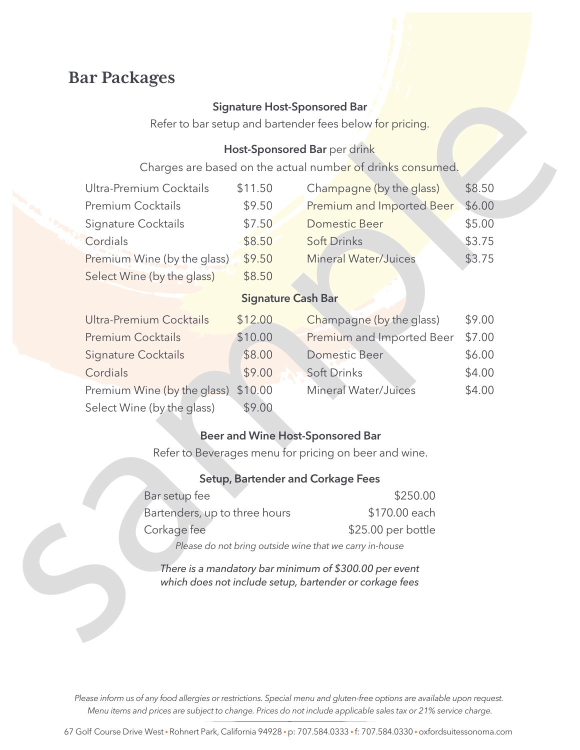# Bar Packages

### Signature Host-Sponsored Bar

Refer to bar setup and bartender fees below for pricing.

### Host-Sponsored Bar per drink

Charges are based on the actual number of drinks consumed.

| Item | Price | Item | Price |
|---|---|---|---|
| Ultra-Premium Cocktails | $11.50 | Champagne (by the glass) | $8.50 |
| Premium Cocktails | $9.50 | Premium and Imported Beer | $6.00 |
| Signature Cocktails | $7.50 | Domestic Beer | $5.00 |
| Cordials | $8.50 | Soft Drinks | $3.75 |
| Premium Wine (by the glass) | $9.50 | Mineral Water/Juices | $3.75 |
| Select Wine (by the glass) | $8.50 | | |

### Signature Cash Bar

| Item | Price | Item | Price |
|---|---|---|---|
| Ultra-Premium Cocktails | $12.00 | Champagne (by the glass) | $9.00 |
| Premium Cocktails | $10.00 | Premium and Imported Beer | $7.00 |
| Signature Cocktails | $8.00 | Domestic Beer | $6.00 |
| Cordials | $9.00 | Soft Drinks | $4.00 |
| Premium Wine (by the glass) | $10.00 | Mineral Water/Juices | $4.00 |
| Select Wine (by the glass) | $9.00 | | |

### Beer and Wine Host-Sponsored Bar

Refer to Beverages menu for pricing on beer and wine.

### Setup, Bartender and Corkage Fees

| Fee | Price |
|---|---|
| Bar setup fee | $250.00 |
| Bartenders, up to three hours | $170.00 each |
| Corkage fee | $25.00 per bottle |

*Please do not bring outside wine that we carry in-house*

*There is a mandatory bar minimum of $300.00 per event which does not include setup, bartender or corkage fees*

*Please inform us of any food allergies or restrictions. Special menu and gluten-free options are available upon request. Menu items and prices are subject to change. Prices do not include applicable sales tax or 21% service charge.*

67 Golf Course Drive West • Rohnert Park, California 94928 • p: 707.584.0333 • f: 707.584.0330 • oxfordsuitessonoma.com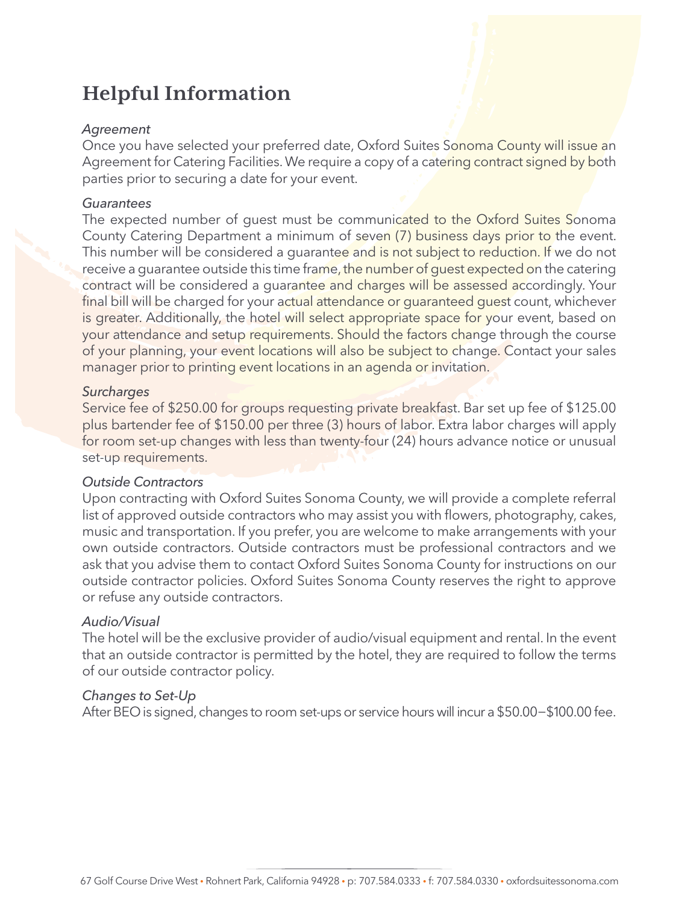# Helpful Information

*Agreement*

Once you have selected your preferred date, Oxford Suites Sonoma County will issue an Agreement for Catering Facilities. We require a copy of a catering contract signed by both parties prior to securing a date for your event.

*Guarantees*

The expected number of guest must be communicated to the Oxford Suites Sonoma County Catering Department a minimum of seven (7) business days prior to the event. This number will be considered a guarantee and is not subject to reduction. If we do not receive a guarantee outside this time frame, the number of guest expected on the catering contract will be considered a guarantee and charges will be assessed accordingly. Your final bill will be charged for your actual attendance or guaranteed guest count, whichever is greater. Additionally, the hotel will select appropriate space for your event, based on your attendance and setup requirements. Should the factors change through the course of your planning, your event locations will also be subject to change. Contact your sales manager prior to printing event locations in an agenda or invitation.

*Surcharges*

Service fee of $250.00 for groups requesting private breakfast. Bar set up fee of $125.00 plus bartender fee of $150.00 per three (3) hours of labor. Extra labor charges will apply for room set-up changes with less than twenty-four (24) hours advance notice or unusual set-up requirements.

*Outside Contractors*

Upon contracting with Oxford Suites Sonoma County, we will provide a complete referral list of approved outside contractors who may assist you with flowers, photography, cakes, music and transportation. If you prefer, you are welcome to make arrangements with your own outside contractors. Outside contractors must be professional contractors and we ask that you advise them to contact Oxford Suites Sonoma County for instructions on our outside contractor policies. Oxford Suites Sonoma County reserves the right to approve or refuse any outside contractors.

*Audio/Visual*

The hotel will be the exclusive provider of audio/visual equipment and rental. In the event that an outside contractor is permitted by the hotel, they are required to follow the terms of our outside contractor policy.

*Changes to Set-Up*

After BEO is signed, changes to room set-ups or service hours will incur a $50.00–$100.00 fee.

67 Golf Course Drive West • Rohnert Park, California 94928 • p: 707.584.0333 • f: 707.584.0330 • oxfordsuitessonoma.com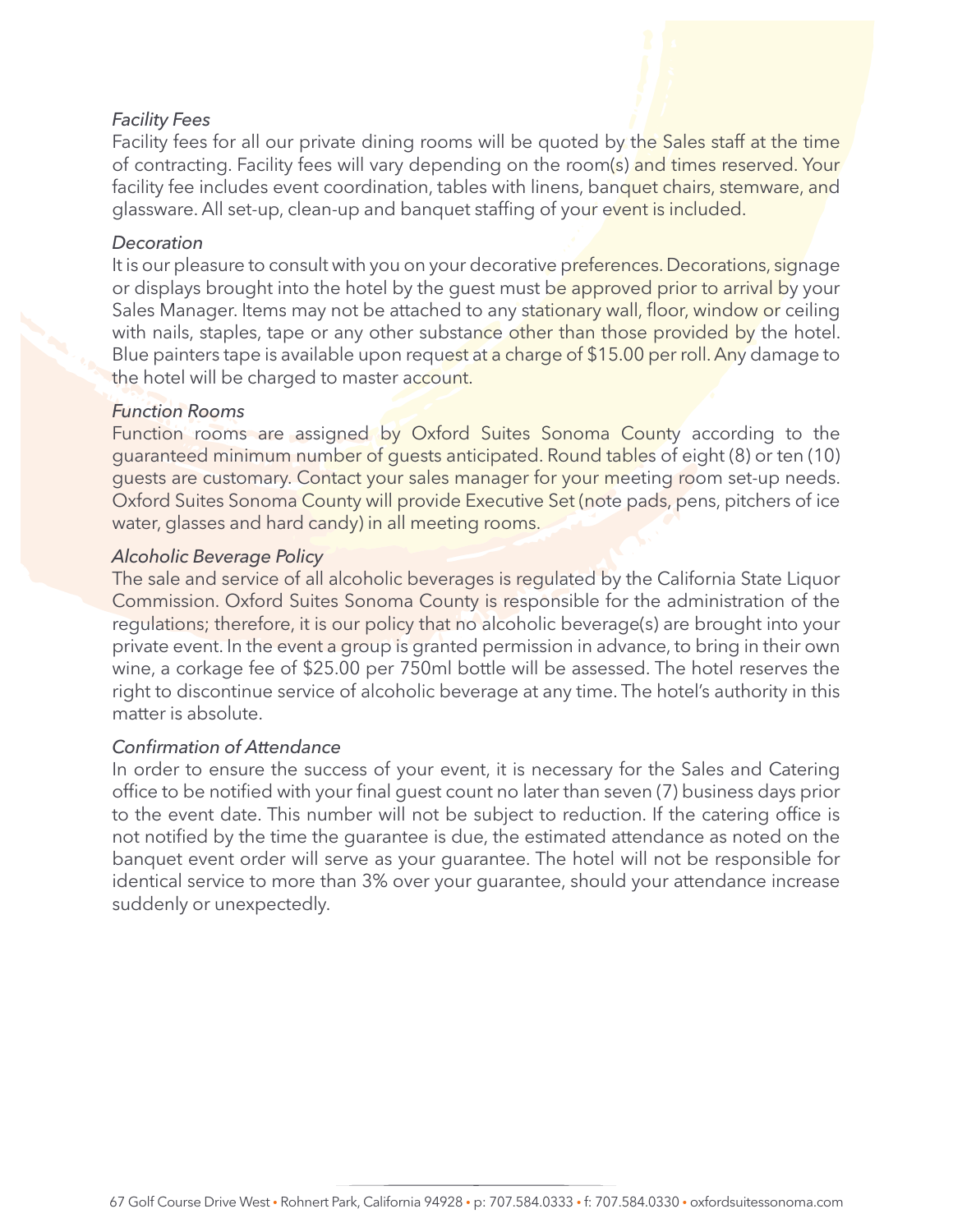*Facility Fees*

Facility fees for all our private dining rooms will be quoted by the Sales staff at the time of contracting. Facility fees will vary depending on the room(s) and times reserved. Your facility fee includes event coordination, tables with linens, banquet chairs, stemware, and glassware. All set-up, clean-up and banquet staffing of your event is included.

*Decoration*

It is our pleasure to consult with you on your decorative preferences. Decorations, signage or displays brought into the hotel by the guest must be approved prior to arrival by your Sales Manager. Items may not be attached to any stationary wall, floor, window or ceiling with nails, staples, tape or any other substance other than those provided by the hotel. Blue painters tape is available upon request at a charge of $15.00 per roll. Any damage to the hotel will be charged to master account.

*Function Rooms*

Function rooms are assigned by Oxford Suites Sonoma County according to the guaranteed minimum number of guests anticipated. Round tables of eight (8) or ten (10) guests are customary. Contact your sales manager for your meeting room set-up needs. Oxford Suites Sonoma County will provide Executive Set (note pads, pens, pitchers of ice water, glasses and hard candy) in all meeting rooms.

*Alcoholic Beverage Policy*

The sale and service of all alcoholic beverages is regulated by the California State Liquor Commission. Oxford Suites Sonoma County is responsible for the administration of the regulations; therefore, it is our policy that no alcoholic beverage(s) are brought into your private event. In the event a group is granted permission in advance, to bring in their own wine, a corkage fee of $25.00 per 750ml bottle will be assessed. The hotel reserves the right to discontinue service of alcoholic beverage at any time. The hotel's authority in this matter is absolute.

*Confirmation of Attendance*

In order to ensure the success of your event, it is necessary for the Sales and Catering office to be notified with your final guest count no later than seven (7) business days prior to the event date. This number will not be subject to reduction. If the catering office is not notified by the time the guarantee is due, the estimated attendance as noted on the banquet event order will serve as your guarantee. The hotel will not be responsible for identical service to more than 3% over your guarantee, should your attendance increase suddenly or unexpectedly.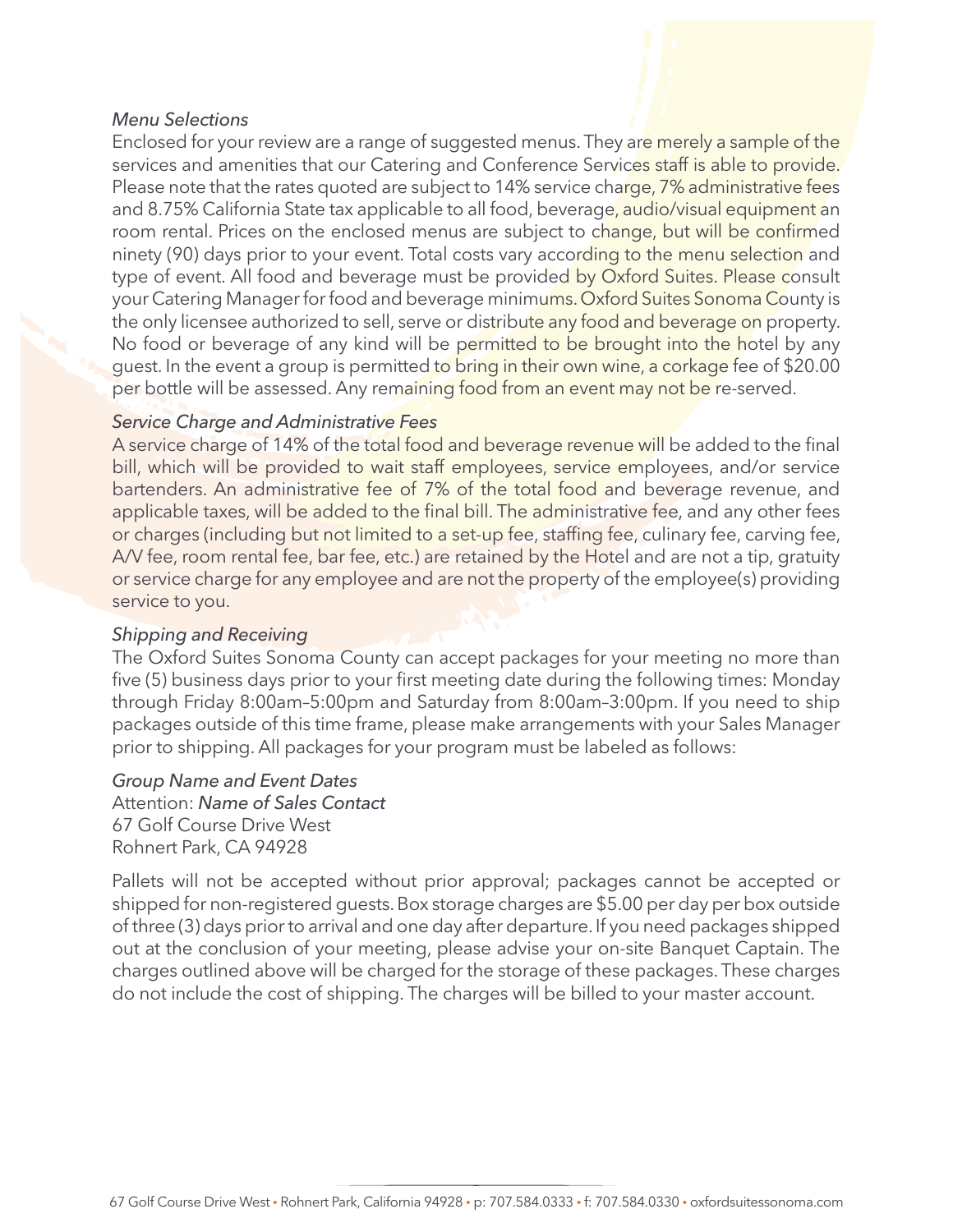*Menu Selections*

Enclosed for your review are a range of suggested menus. They are merely a sample of the services and amenities that our Catering and Conference Services staff is able to provide. Please note that the rates quoted are subject to 14% service charge, 7% administrative fees and 8.75% California State tax applicable to all food, beverage, audio/visual equipment an room rental. Prices on the enclosed menus are subject to change, but will be confirmed ninety (90) days prior to your event. Total costs vary according to the menu selection and type of event. All food and beverage must be provided by Oxford Suites. Please consult your Catering Manager for food and beverage minimums. Oxford Suites Sonoma County is the only licensee authorized to sell, serve or distribute any food and beverage on property. No food or beverage of any kind will be permitted to be brought into the hotel by any guest. In the event a group is permitted to bring in their own wine, a corkage fee of $20.00 per bottle will be assessed. Any remaining food from an event may not be re-served.

*Service Charge and Administrative Fees*

A service charge of 14% of the total food and beverage revenue will be added to the final bill, which will be provided to wait staff employees, service employees, and/or service bartenders. An administrative fee of 7% of the total food and beverage revenue, and applicable taxes, will be added to the final bill. The administrative fee, and any other fees or charges (including but not limited to a set-up fee, staffing fee, culinary fee, carving fee, A/V fee, room rental fee, bar fee, etc.) are retained by the Hotel and are not a tip, gratuity or service charge for any employee and are not the property of the employee(s) providing service to you.

*Shipping and Receiving*

The Oxford Suites Sonoma County can accept packages for your meeting no more than five (5) business days prior to your first meeting date during the following times: Monday through Friday 8:00am–5:00pm and Saturday from 8:00am–3:00pm. If you need to ship packages outside of this time frame, please make arrangements with your Sales Manager prior to shipping. All packages for your program must be labeled as follows:

*Group Name and Event Dates*
Attention: *Name of Sales Contact*
67 Golf Course Drive West
Rohnert Park, CA 94928

Pallets will not be accepted without prior approval; packages cannot be accepted or shipped for non-registered guests. Box storage charges are $5.00 per day per box outside of three (3) days prior to arrival and one day after departure. If you need packages shipped out at the conclusion of your meeting, please advise your on-site Banquet Captain. The charges outlined above will be charged for the storage of these packages. These charges do not include the cost of shipping. The charges will be billed to your master account.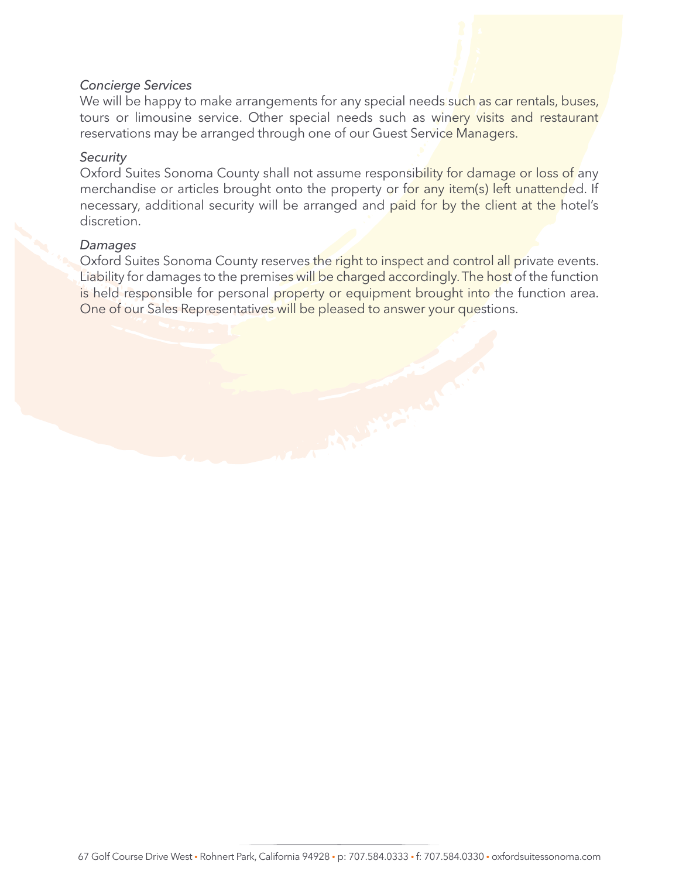*Concierge Services*

We will be happy to make arrangements for any special needs such as car rentals, buses, tours or limousine service. Other special needs such as winery visits and restaurant reservations may be arranged through one of our Guest Service Managers.

*Security*

Oxford Suites Sonoma County shall not assume responsibility for damage or loss of any merchandise or articles brought onto the property or for any item(s) left unattended. If necessary, additional security will be arranged and paid for by the client at the hotel's discretion.

*Damages*

Oxford Suites Sonoma County reserves the right to inspect and control all private events. Liability for damages to the premises will be charged accordingly. The host of the function is held responsible for personal property or equipment brought into the function area. One of our Sales Representatives will be pleased to answer your questions.